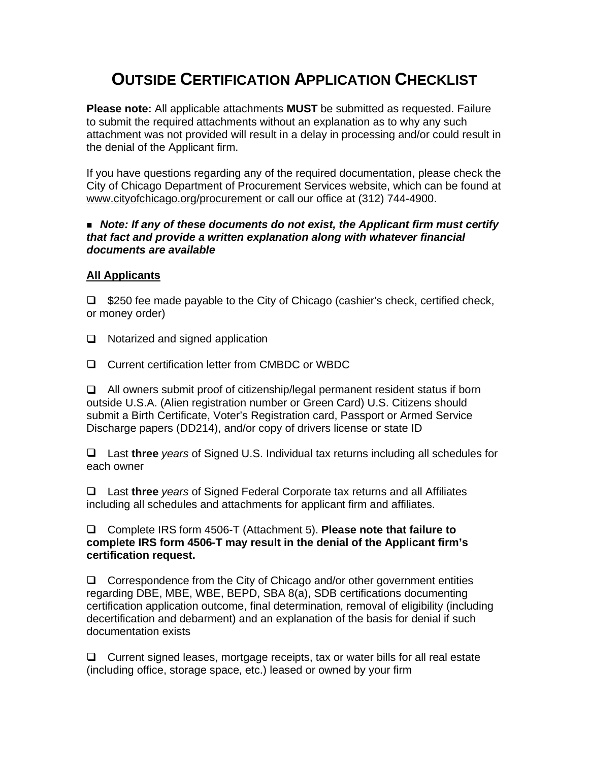# OUTSIDE CERTIFICATION APPLICATION CHECKLIST

**Please note:** All applicable attachments **MUST** be submitted as requested. Failure to submit the required attachments without an explanation as to why any such attachment was not provided will result in a delay in processing and/or could result in the denial of the Applicant firm.

If you have questions regarding any of the required documentation, please check the City of Chicago Department of Procurement Services website, which can be found at www.cityofchicago.org/procurement or call our office at (312) 744-4900.

▪ ***Note: If any of these documents do not exist, the Applicant firm must certify that fact and provide a written explanation along with whatever financial documents are available***

**All Applicants**

- ☐ $250 fee made payable to the City of Chicago (cashier's check, certified check, or money order)

- ☐ Notarized and signed application

- ☐ Current certification letter from CMBDC or WBDC

- ☐ All owners submit proof of citizenship/legal permanent resident status if born outside U.S.A. (Alien registration number or Green Card) U.S. Citizens should submit a Birth Certificate, Voter's Registration card, Passport or Armed Service Discharge papers (DD214), and/or copy of drivers license or state ID

- ☐ Last **three** *years* of Signed U.S. Individual tax returns including all schedules for each owner

- ☐ Last **three** *years* of Signed Federal Corporate tax returns and all Affiliates including all schedules and attachments for applicant firm and affiliates.

- ☐ Complete IRS form 4506-T (Attachment 5). **Please note that failure to complete IRS form 4506-T may result in the denial of the Applicant firm's certification request.**

- ☐ Correspondence from the City of Chicago and/or other government entities regarding DBE, MBE, WBE, BEPD, SBA 8(a), SDB certifications documenting certification application outcome, final determination, removal of eligibility (including decertification and debarment) and an explanation of the basis for denial if such documentation exists

- ☐ Current signed leases, mortgage receipts, tax or water bills for all real estate (including office, storage space, etc.) leased or owned by your firm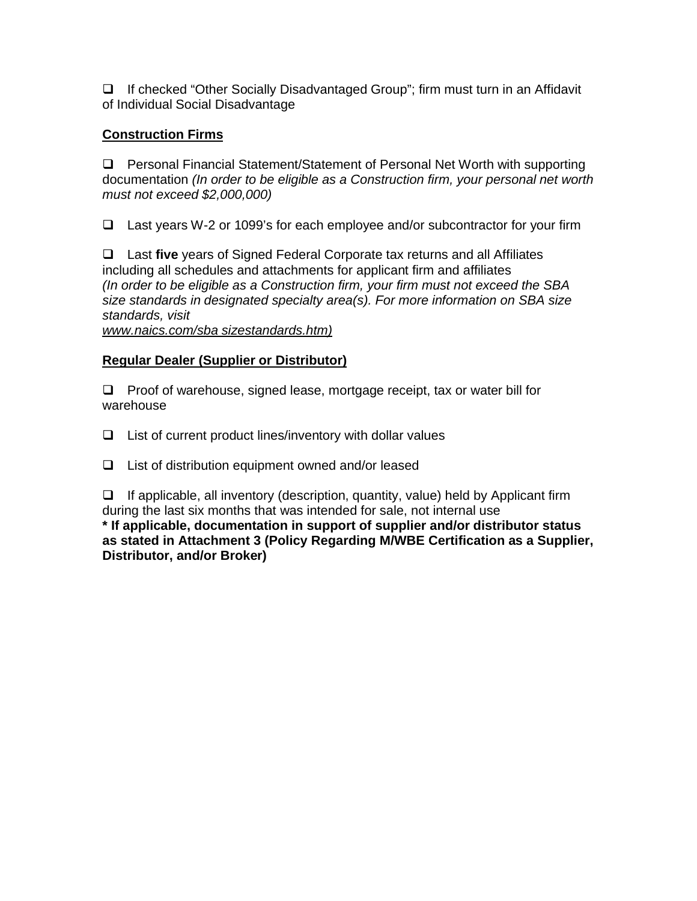- ❑ If checked “Other Socially Disadvantaged Group”; firm must turn in an Affidavit of Individual Social Disadvantage

**<u>Construction Firms</u>**

- ❑ Personal Financial Statement/Statement of Personal Net Worth with supporting documentation *(In order to be eligible as a Construction firm, your personal net worth must not exceed $2,000,000)*

- ❑ Last years W-2 or 1099’s for each employee and/or subcontractor for your firm

- ❑ Last **five** years of Signed Federal Corporate tax returns and all Affiliates including all schedules and attachments for applicant firm and affiliates *(In order to be eligible as a Construction firm, your firm must not exceed the SBA size standards in designated specialty area(s). For more information on SBA size standards, visit <u>www.naics.com/sba sizestandards.htm)</u>*

**<u>Regular Dealer (Supplier or Distributor)</u>**

- ❑ Proof of warehouse, signed lease, mortgage receipt, tax or water bill for warehouse

- ❑ List of current product lines/inventory with dollar values

- ❑ List of distribution equipment owned and/or leased

- ❑ If applicable, all inventory (description, quantity, value) held by Applicant firm during the last six months that was intended for sale, not internal use

**\* If applicable, documentation in support of supplier and/or distributor status as stated in Attachment 3 (Policy Regarding M/WBE Certification as a Supplier, Distributor, and/or Broker)**